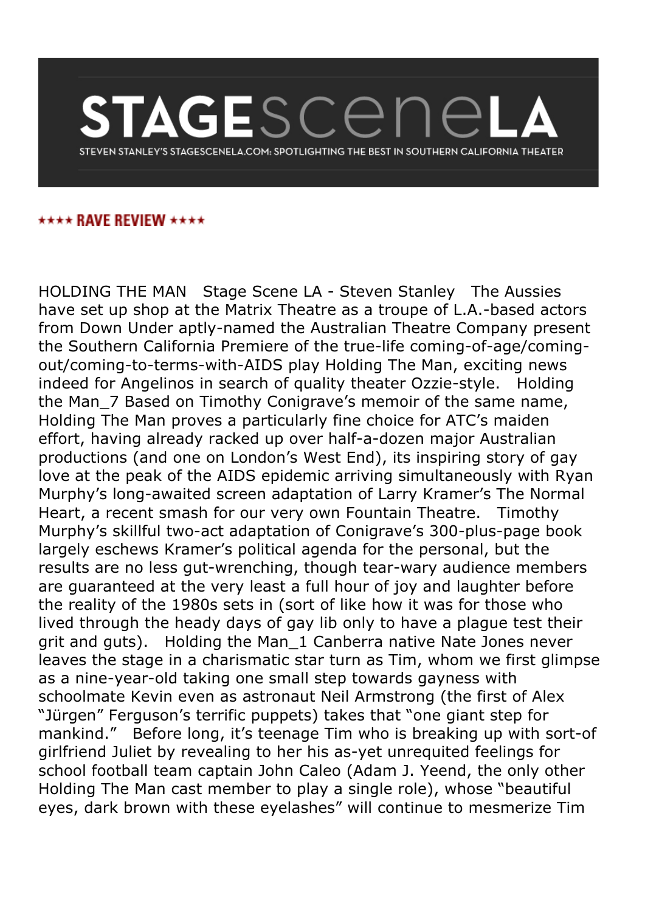# STAGESceneLA

STEVEN STANLEY'S STAGESCENELA.COM: SPOTLIGHTING THE BEST IN SOUTHERN CALIFORNIA THEATER

**★★★★ RAVE REVIEW ★★★★**

HOLDING THE MAN   Stage Scene LA - Steven Stanley   The Aussies have set up shop at the Matrix Theatre as a troupe of L.A.-based actors from Down Under aptly-named the Australian Theatre Company present the Southern California Premiere of the true-life coming-of-age/coming-out/coming-to-terms-with-AIDS play Holding The Man, exciting news indeed for Angelinos in search of quality theater Ozzie-style.   Holding the Man_7 Based on Timothy Conigrave's memoir of the same name, Holding The Man proves a particularly fine choice for ATC's maiden effort, having already racked up over half-a-dozen major Australian productions (and one on London's West End), its inspiring story of gay love at the peak of the AIDS epidemic arriving simultaneously with Ryan Murphy's long-awaited screen adaptation of Larry Kramer's The Normal Heart, a recent smash for our very own Fountain Theatre.   Timothy Murphy's skillful two-act adaptation of Conigrave's 300-plus-page book largely eschews Kramer's political agenda for the personal, but the results are no less gut-wrenching, though tear-wary audience members are guaranteed at the very least a full hour of joy and laughter before the reality of the 1980s sets in (sort of like how it was for those who lived through the heady days of gay lib only to have a plague test their grit and guts).   Holding the Man_1 Canberra native Nate Jones never leaves the stage in a charismatic star turn as Tim, whom we first glimpse as a nine-year-old taking one small step towards gayness with schoolmate Kevin even as astronaut Neil Armstrong (the first of Alex "Jürgen" Ferguson's terrific puppets) takes that "one giant step for mankind."   Before long, it's teenage Tim who is breaking up with sort-of girlfriend Juliet by revealing to her his as-yet unrequited feelings for school football team captain John Caleo (Adam J. Yeend, the only other Holding The Man cast member to play a single role), whose "beautiful eyes, dark brown with these eyelashes" will continue to mesmerize Tim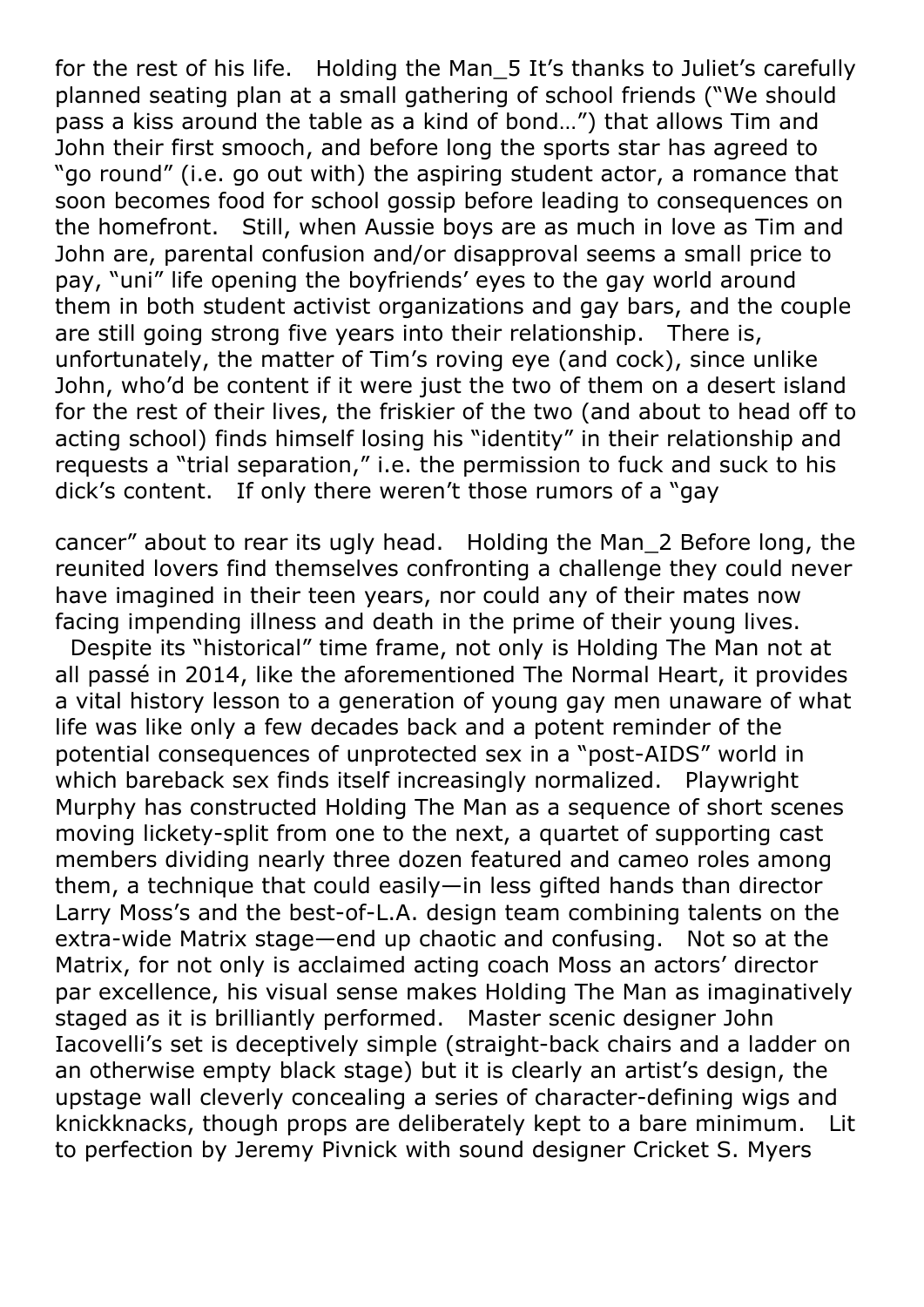for the rest of his life.   Holding the Man_5 It's thanks to Juliet's carefully planned seating plan at a small gathering of school friends ("We should pass a kiss around the table as a kind of bond…") that allows Tim and John their first smooch, and before long the sports star has agreed to "go round" (i.e. go out with) the aspiring student actor, a romance that soon becomes food for school gossip before leading to consequences on the homefront.   Still, when Aussie boys are as much in love as Tim and John are, parental confusion and/or disapproval seems a small price to pay, "uni" life opening the boyfriends' eyes to the gay world around them in both student activist organizations and gay bars, and the couple are still going strong five years into their relationship.   There is, unfortunately, the matter of Tim's roving eye (and cock), since unlike John, who'd be content if it were just the two of them on a desert island for the rest of their lives, the friskier of the two (and about to head off to acting school) finds himself losing his "identity" in their relationship and requests a "trial separation," i.e. the permission to fuck and suck to his dick's content.   If only there weren't those rumors of a "gay cancer" about to rear its ugly head.   Holding the Man_2 Before long, the reunited lovers find themselves confronting a challenge they could never have imagined in their teen years, nor could any of their mates now facing impending illness and death in the prime of their young lives.

Despite its "historical" time frame, not only is Holding The Man not at all passé in 2014, like the aforementioned The Normal Heart, it provides a vital history lesson to a generation of young gay men unaware of what life was like only a few decades back and a potent reminder of the potential consequences of unprotected sex in a "post-AIDS" world in which bareback sex finds itself increasingly normalized.   Playwright Murphy has constructed Holding The Man as a sequence of short scenes moving lickety-split from one to the next, a quartet of supporting cast members dividing nearly three dozen featured and cameo roles among them, a technique that could easily—in less gifted hands than director Larry Moss's and the best-of-L.A. design team combining talents on the extra-wide Matrix stage—end up chaotic and confusing.   Not so at the Matrix, for not only is acclaimed acting coach Moss an actors' director par excellence, his visual sense makes Holding The Man as imaginatively staged as it is brilliantly performed.   Master scenic designer John Iacovelli's set is deceptively simple (straight-back chairs and a ladder on an otherwise empty black stage) but it is clearly an artist's design, the upstage wall cleverly concealing a series of character-defining wigs and knickknacks, though props are deliberately kept to a bare minimum.   Lit to perfection by Jeremy Pivnick with sound designer Cricket S. Myers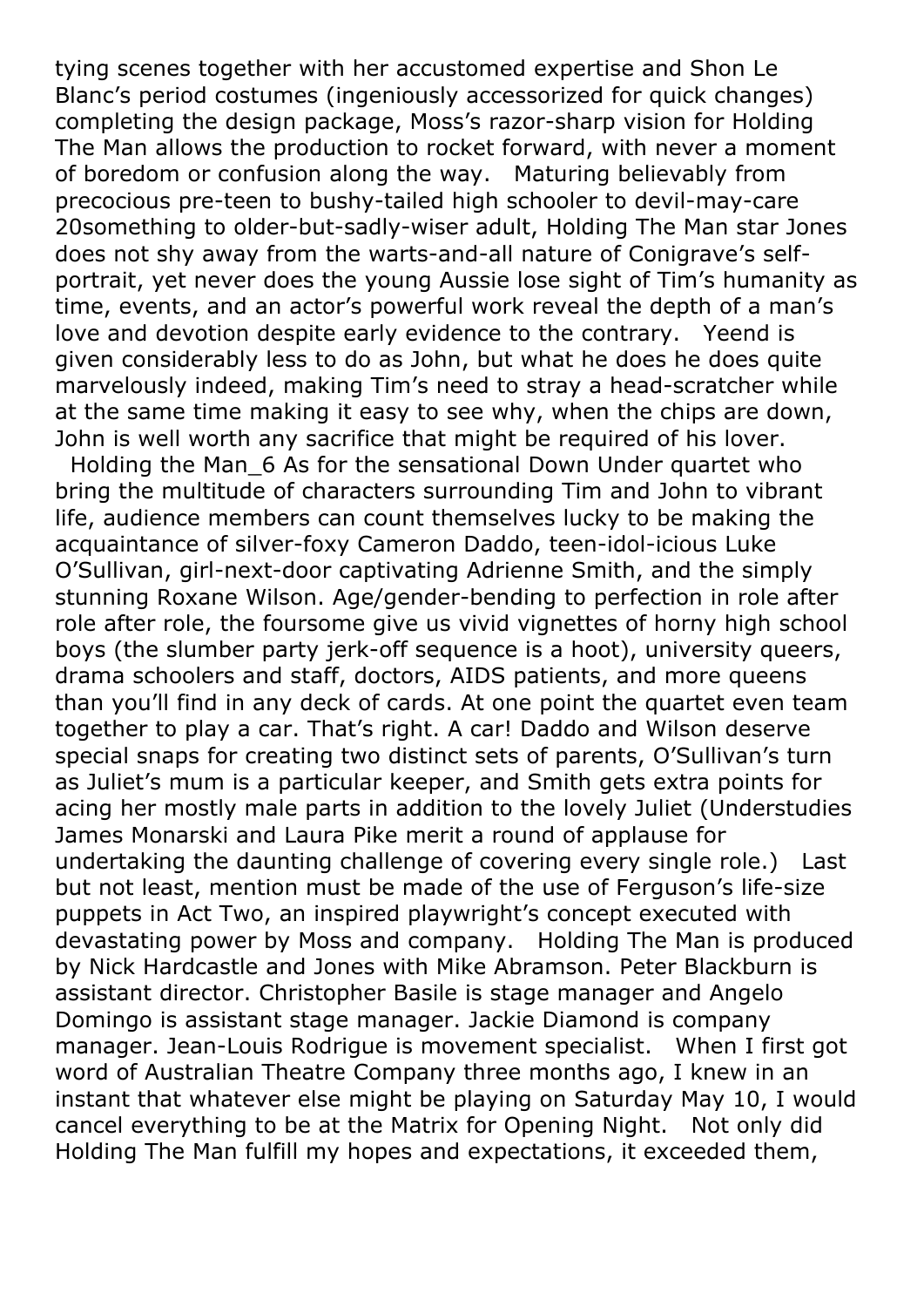tying scenes together with her accustomed expertise and Shon Le Blanc's period costumes (ingeniously accessorized for quick changes) completing the design package, Moss's razor-sharp vision for Holding The Man allows the production to rocket forward, with never a moment of boredom or confusion along the way. Maturing believably from precocious pre-teen to bushy-tailed high schooler to devil-may-care 20something to older-but-sadly-wiser adult, Holding The Man star Jones does not shy away from the warts-and-all nature of Conigrave's self-portrait, yet never does the young Aussie lose sight of Tim's humanity as time, events, and an actor's powerful work reveal the depth of a man's love and devotion despite early evidence to the contrary. Yeend is given considerably less to do as John, but what he does he does quite marvelously indeed, making Tim's need to stray a head-scratcher while at the same time making it easy to see why, when the chips are down, John is well worth any sacrifice that might be required of his lover.

Holding the Man_6 As for the sensational Down Under quartet who bring the multitude of characters surrounding Tim and John to vibrant life, audience members can count themselves lucky to be making the acquaintance of silver-foxy Cameron Daddo, teen-idol-icious Luke O'Sullivan, girl-next-door captivating Adrienne Smith, and the simply stunning Roxane Wilson. Age/gender-bending to perfection in role after role after role, the foursome give us vivid vignettes of horny high school boys (the slumber party jerk-off sequence is a hoot), university queers, drama schoolers and staff, doctors, AIDS patients, and more queens than you'll find in any deck of cards. At one point the quartet even team together to play a car. That's right. A car! Daddo and Wilson deserve special snaps for creating two distinct sets of parents, O'Sullivan's turn as Juliet's mum is a particular keeper, and Smith gets extra points for acing her mostly male parts in addition to the lovely Juliet (Understudies James Monarski and Laura Pike merit a round of applause for undertaking the daunting challenge of covering every single role.) Last but not least, mention must be made of the use of Ferguson's life-size puppets in Act Two, an inspired playwright's concept executed with devastating power by Moss and company. Holding The Man is produced by Nick Hardcastle and Jones with Mike Abramson. Peter Blackburn is assistant director. Christopher Basile is stage manager and Angelo Domingo is assistant stage manager. Jackie Diamond is company manager. Jean-Louis Rodrigue is movement specialist. When I first got word of Australian Theatre Company three months ago, I knew in an instant that whatever else might be playing on Saturday May 10, I would cancel everything to be at the Matrix for Opening Night. Not only did Holding The Man fulfill my hopes and expectations, it exceeded them,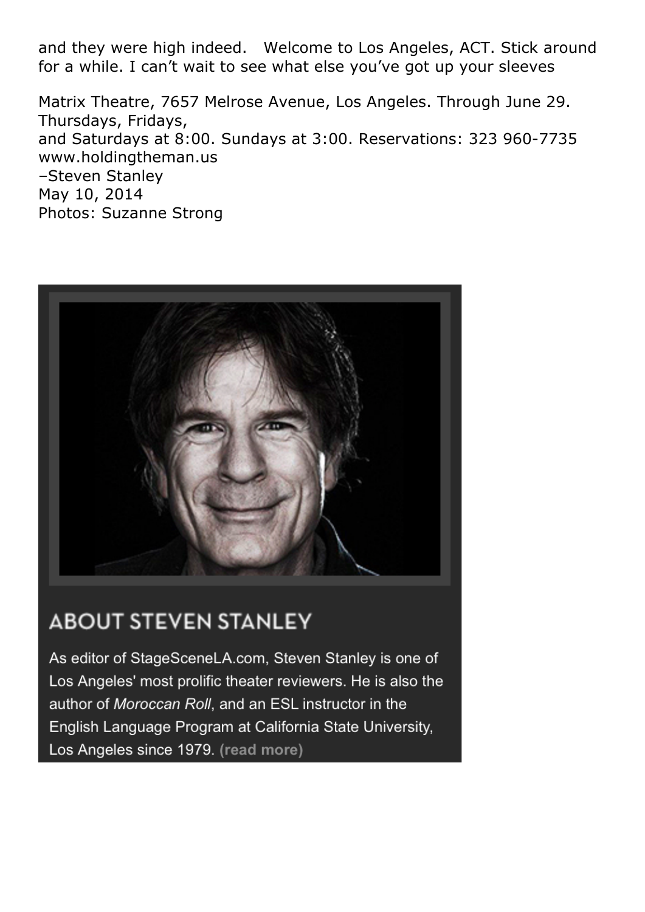and they were high indeed.   Welcome to Los Angeles, ACT. Stick around for a while. I can't wait to see what else you've got up your sleeves

Matrix Theatre, 7657 Melrose Avenue, Los Angeles. Through June 29. Thursdays, Fridays,
and Saturdays at 8:00. Sundays at 3:00. Reservations: 323 960-7735
www.holdingtheman.us
–Steven Stanley
May 10, 2014
Photos: Suzanne Strong

## ABOUT STEVEN STANLEY

As editor of StageSceneLA.com, Steven Stanley is one of Los Angeles' most prolific theater reviewers. He is also the author of *Moroccan Roll*, and an ESL instructor in the English Language Program at California State University, Los Angeles since 1979. (read more)